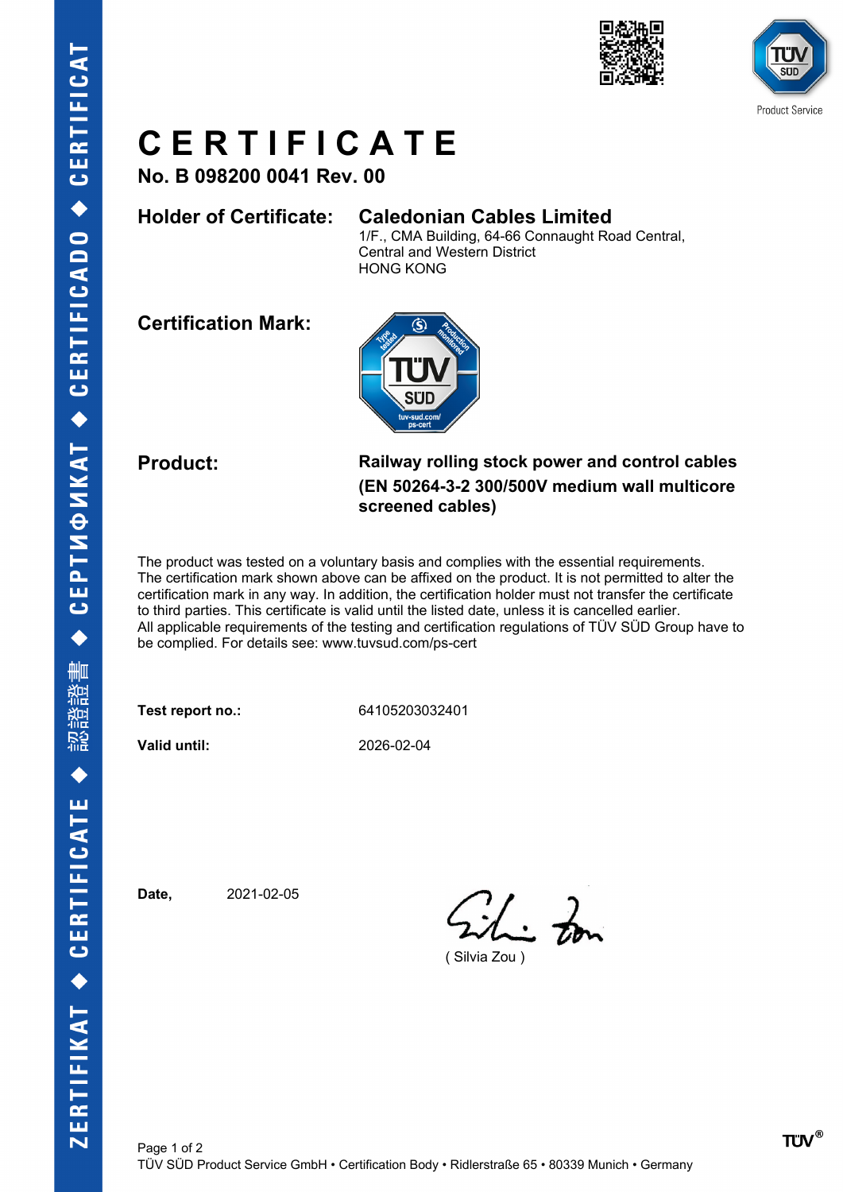# CERTIFICATE

**No. B 098200 0041 Rev. 00**

**Holder of Certificate:** **Caledonian Cables Limited**
1/F., CMA Building, 64-66 Connaught Road Central,
Central and Western District
HONG KONG

**Certification Mark:**

**Product:** **Railway rolling stock power and control cables (EN 50264-3-2 300/500V medium wall multicore screened cables)**

The product was tested on a voluntary basis and complies with the essential requirements. The certification mark shown above can be affixed on the product. It is not permitted to alter the certification mark in any way. In addition, the certification holder must not transfer the certificate to third parties. This certificate is valid until the listed date, unless it is cancelled earlier. All applicable requirements of the testing and certification regulations of TÜV SÜD Group have to be complied. For details see: www.tuvsud.com/ps-cert

**Test report no.:** 64105203032401

**Valid until:** 2026-02-04

**Date,** 2021-02-05

( Silvia Zou )

TÜV SÜD Product Service GmbH • Certification Body • Ridlerstraße 65 • 80339 Munich • Germany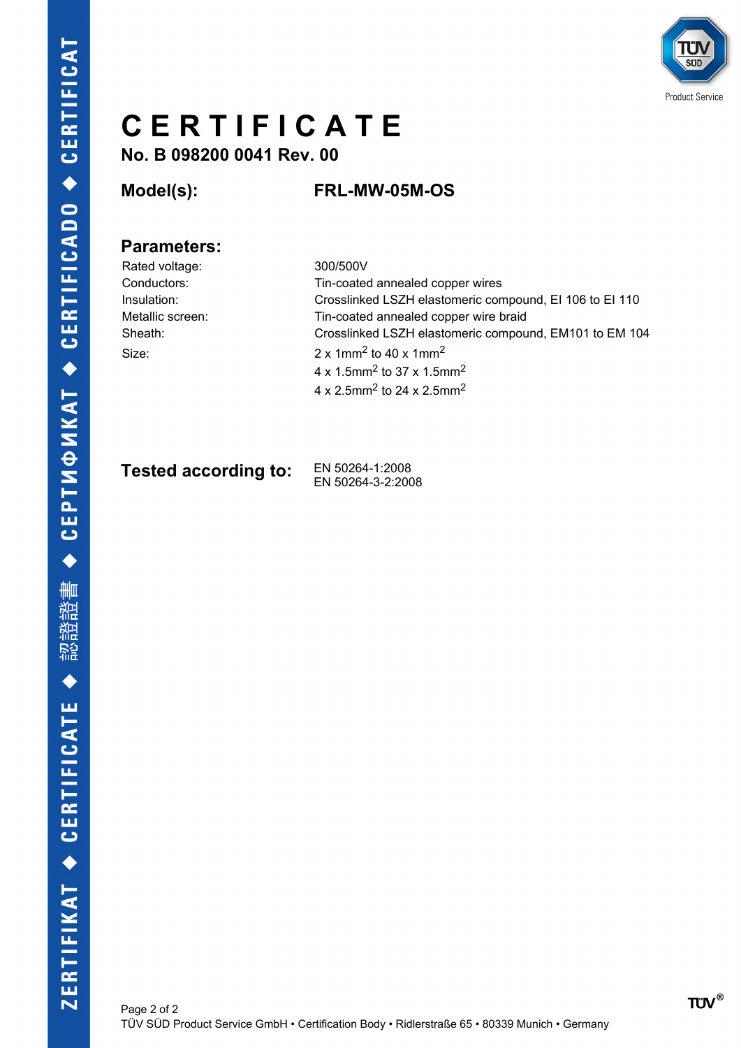# CERTIFICATE

**No. B 098200 0041 Rev. 00**

**Model(s):** **FRL-MW-05M-OS**

## Parameters:

| | |
|---|---|
| Rated voltage: | 300/500V |
| Conductors: | Tin-coated annealed copper wires |
| Insulation: | Crosslinked LSZH elastomeric compound, EI 106 to EI 110 |
| Metallic screen: | Tin-coated annealed copper wire braid |
| Sheath: | Crosslinked LSZH elastomeric compound, EM101 to EM 104 |
| Size: | 2 x 1mm$^2$ to 40 x 1mm$^2$<br>4 x 1.5mm$^2$ to 37 x 1.5mm$^2$<br>4 x 2.5mm$^2$ to 24 x 2.5mm$^2$ |

**Tested according to:** EN 50264-1:2008
EN 50264-3-2:2008

TÜV SÜD Product Service GmbH • Certification Body • Ridlerstraße 65 • 80339 Munich • Germany